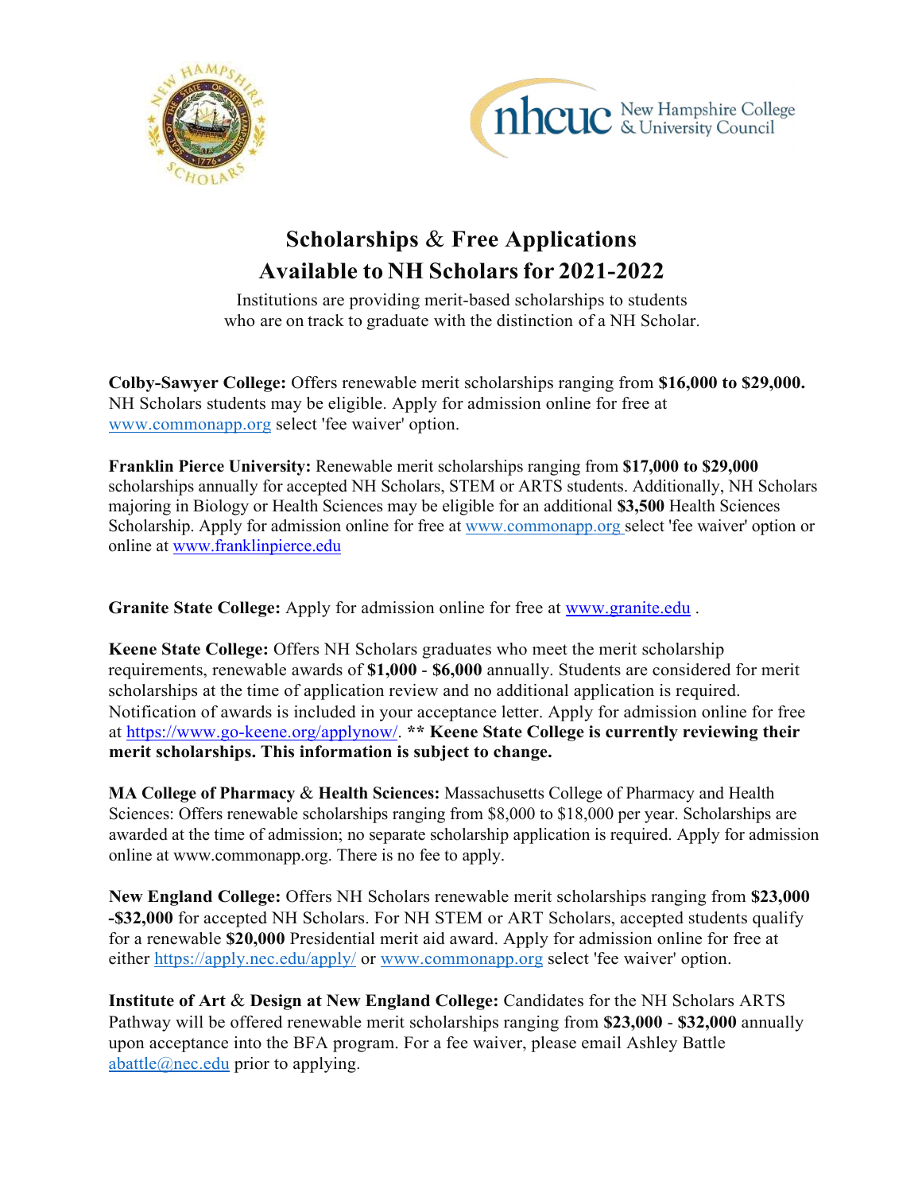# Scholarships & Free Applications Available to NH Scholars for 2021-2022

Institutions are providing merit-based scholarships to students who are on track to graduate with the distinction of a NH Scholar.

**Colby-Sawyer College:** Offers renewable merit scholarships ranging from **$16,000 to $29,000.** NH Scholars students may be eligible. Apply for admission online for free at www.commonapp.org select 'fee waiver' option.

**Franklin Pierce University:** Renewable merit scholarships ranging from **$17,000 to $29,000** scholarships annually for accepted NH Scholars, STEM or ARTS students. Additionally, NH Scholars majoring in Biology or Health Sciences may be eligible for an additional **$3,500** Health Sciences Scholarship. Apply for admission online for free at www.commonapp.org select 'fee waiver' option or online at www.franklinpierce.edu

**Granite State College:** Apply for admission online for free at www.granite.edu .

**Keene State College:** Offers NH Scholars graduates who meet the merit scholarship requirements, renewable awards of **$1,000** - **$6,000** annually. Students are considered for merit scholarships at the time of application review and no additional application is required. Notification of awards is included in your acceptance letter. Apply for admission online for free at https://www.go-keene.org/applynow/. **\*\* Keene State College is currently reviewing their merit scholarships. This information is subject to change.**

**MA College of Pharmacy & Health Sciences:** Massachusetts College of Pharmacy and Health Sciences: Offers renewable scholarships ranging from $8,000 to $18,000 per year. Scholarships are awarded at the time of admission; no separate scholarship application is required. Apply for admission online at www.commonapp.org. There is no fee to apply.

**New England College:** Offers NH Scholars renewable merit scholarships ranging from **$23,000 -$32,000** for accepted NH Scholars. For NH STEM or ART Scholars, accepted students qualify for a renewable **$20,000** Presidential merit aid award. Apply for admission online for free at either https://apply.nec.edu/apply/ or www.commonapp.org select 'fee waiver' option.

**Institute of Art & Design at New England College:** Candidates for the NH Scholars ARTS Pathway will be offered renewable merit scholarships ranging from **$23,000** - **$32,000** annually upon acceptance into the BFA program. For a fee waiver, please email Ashley Battle abattle@nec.edu prior to applying.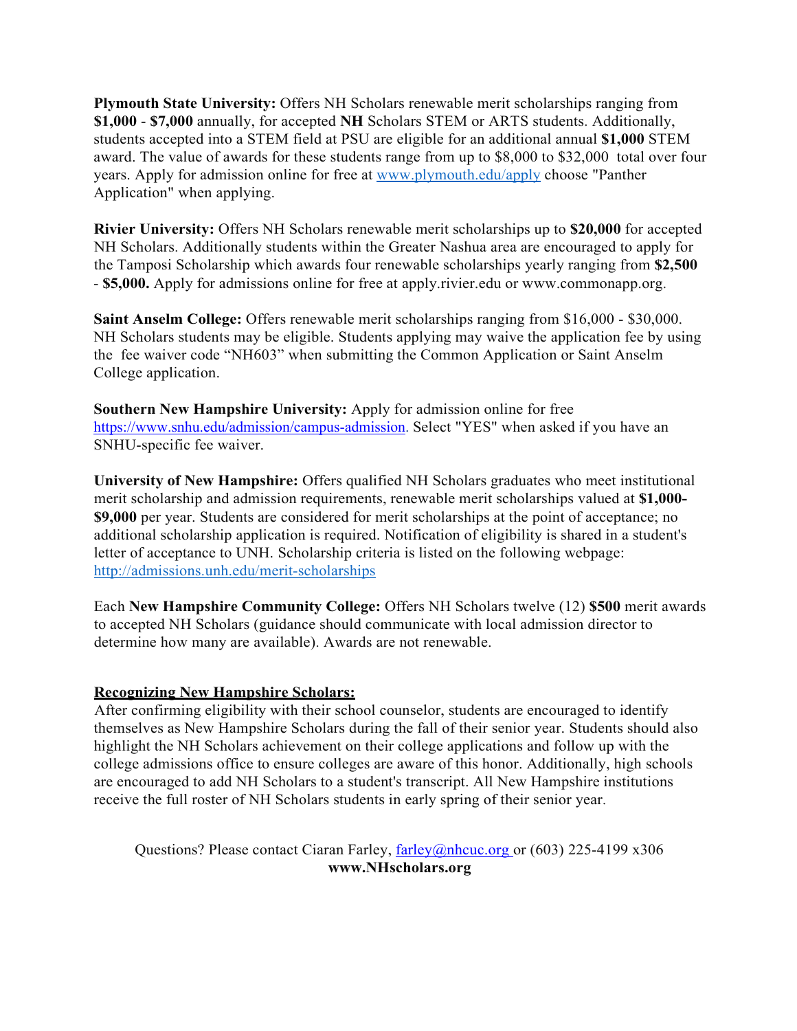**Plymouth State University:** Offers NH Scholars renewable merit scholarships ranging from **$1,000** - **$7,000** annually, for accepted **NH** Scholars STEM or ARTS students. Additionally, students accepted into a STEM field at PSU are eligible for an additional annual **$1,000** STEM award. The value of awards for these students range from up to $8,000 to $32,000 total over four years. Apply for admission online for free at [www.plymouth.edu/apply](www.plymouth.edu/apply) choose "Panther Application" when applying.

**Rivier University:** Offers NH Scholars renewable merit scholarships up to **$20,000** for accepted NH Scholars. Additionally students within the Greater Nashua area are encouraged to apply for the Tamposi Scholarship which awards four renewable scholarships yearly ranging from **$2,500** - **$5,000.** Apply for admissions online for free at apply.rivier.edu or www.commonapp.org.

**Saint Anselm College:** Offers renewable merit scholarships ranging from $16,000 - $30,000. NH Scholars students may be eligible. Students applying may waive the application fee by using the fee waiver code "NH603" when submitting the Common Application or Saint Anselm College application.

**Southern New Hampshire University:** Apply for admission online for free [https://www.snhu.edu/admission/campus-admission](https://www.snhu.edu/admission/campus-admission). Select "YES" when asked if you have an SNHU-specific fee waiver.

**University of New Hampshire:** Offers qualified NH Scholars graduates who meet institutional merit scholarship and admission requirements, renewable merit scholarships valued at **$1,000-$9,000** per year. Students are considered for merit scholarships at the point of acceptance; no additional scholarship application is required. Notification of eligibility is shared in a student's letter of acceptance to UNH. Scholarship criteria is listed on the following webpage: [http://admissions.unh.edu/merit-scholarships](http://admissions.unh.edu/merit-scholarships)

Each **New Hampshire Community College:** Offers NH Scholars twelve (12) **$500** merit awards to accepted NH Scholars (guidance should communicate with local admission director to determine how many are available). Awards are not renewable.

**Recognizing New Hampshire Scholars:**

After confirming eligibility with their school counselor, students are encouraged to identify themselves as New Hampshire Scholars during the fall of their senior year. Students should also highlight the NH Scholars achievement on their college applications and follow up with the college admissions office to ensure colleges are aware of this honor. Additionally, high schools are encouraged to add NH Scholars to a student's transcript. All New Hampshire institutions receive the full roster of NH Scholars students in early spring of their senior year.

Questions? Please contact Ciaran Farley, [farley@nhcuc.org](mailto:farley@nhcuc.org) or (603) 225-4199 x306

**www.NHscholars.org**